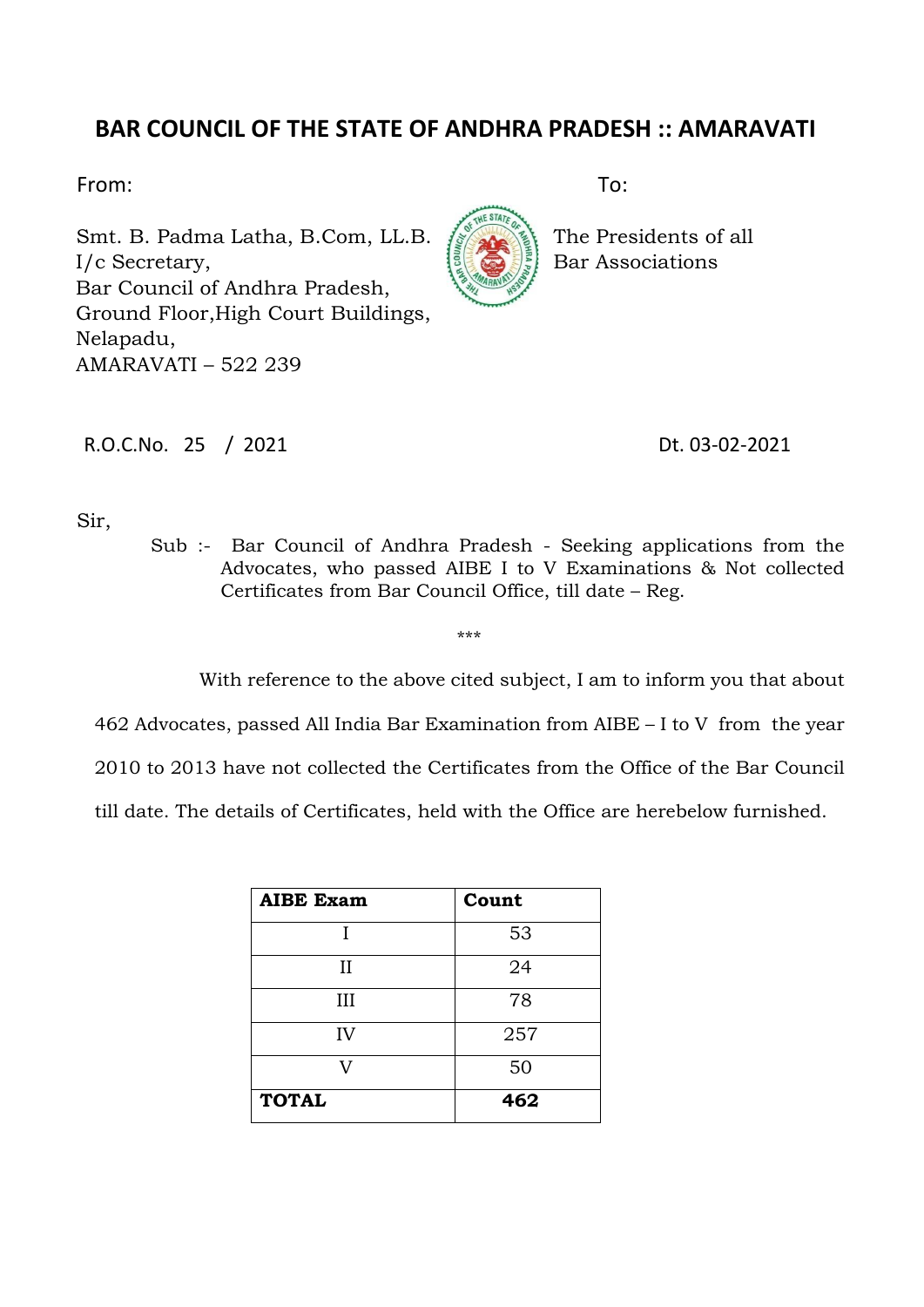# BAR COUNCIL OF THE STATE OF ANDHRA PRADESH :: AMARAVATI

From:

Smt. B. Padma Latha, B.Com, LL.B.
I/c Secretary,
Bar Council of Andhra Pradesh,
Ground Floor,High Court Buildings,
Nelapadu,
AMARAVATI – 522 239

To:

The Presidents of all
Bar Associations

R.O.C.No. 25 / 2021

Dt. 03-02-2021

Sir,

Sub :- Bar Council of Andhra Pradesh - Seeking applications from the Advocates, who passed AIBE I to V Examinations & Not collected Certificates from Bar Council Office, till date – Reg.

\*\*\*

With reference to the above cited subject, I am to inform you that about 462 Advocates, passed All India Bar Examination from AIBE – I to V from the year 2010 to 2013 have not collected the Certificates from the Office of the Bar Council till date. The details of Certificates, held with the Office are herebelow furnished.

| **AIBE Exam** | **Count** |
|---|---|
| I | 53 |
| II | 24 |
| III | 78 |
| IV | 257 |
| V | 50 |
| **TOTAL** | **462** |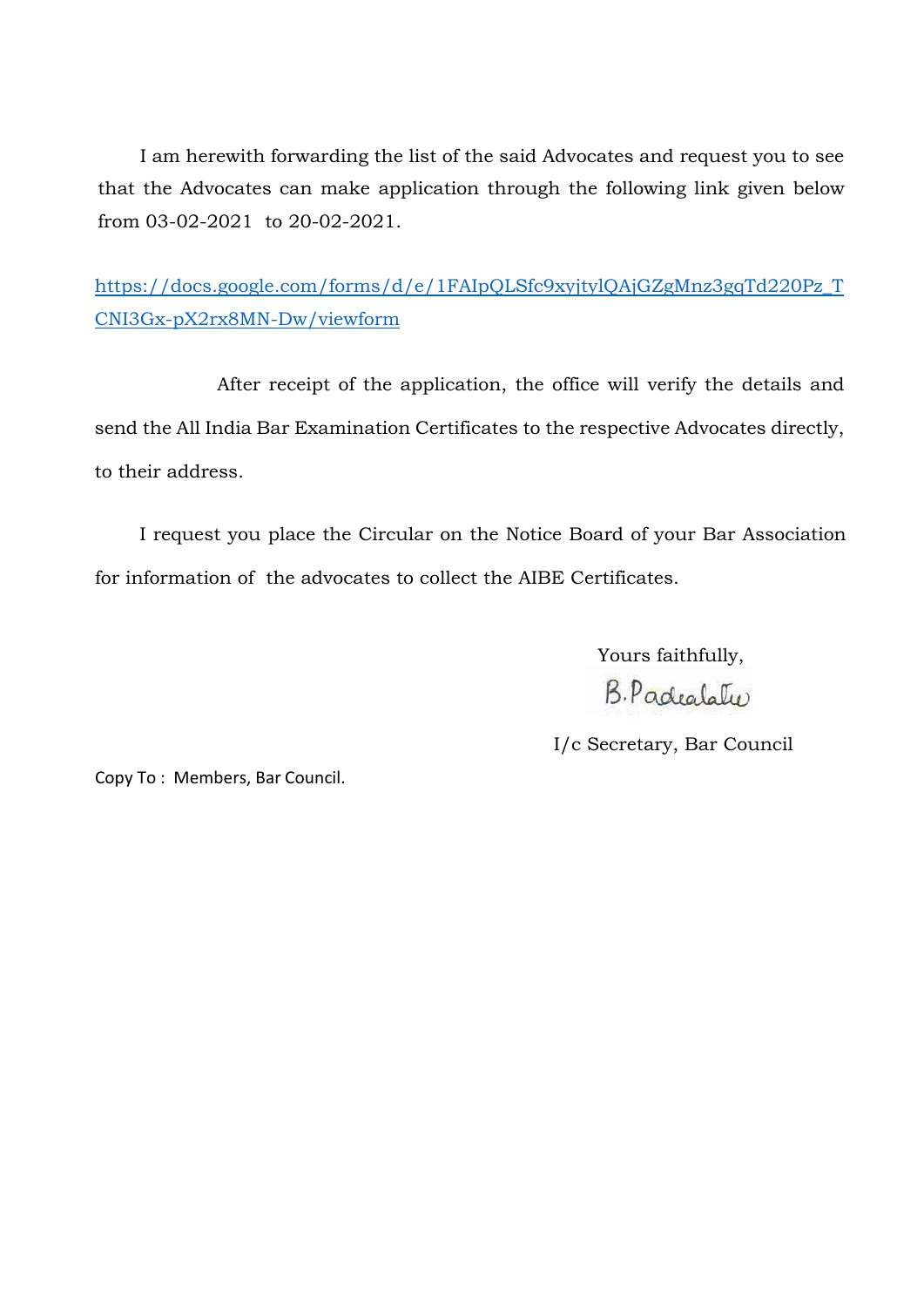I am herewith forwarding the list of the said Advocates and request you to see that the Advocates can make application through the following link given below from 03-02-2021 to 20-02-2021.

https://docs.google.com/forms/d/e/1FAIpQLSfc9xyjtylQAjGZgMnz3gqTd220Pz_TCNI3Gx-pX2rx8MN-Dw/viewform

After receipt of the application, the office will verify the details and send the All India Bar Examination Certificates to the respective Advocates directly, to their address.

I request you place the Circular on the Notice Board of your Bar Association for information of the advocates to collect the AIBE Certificates.

Yours faithfully,

B. Padealalu

I/c Secretary, Bar Council

Copy To : Members, Bar Council.